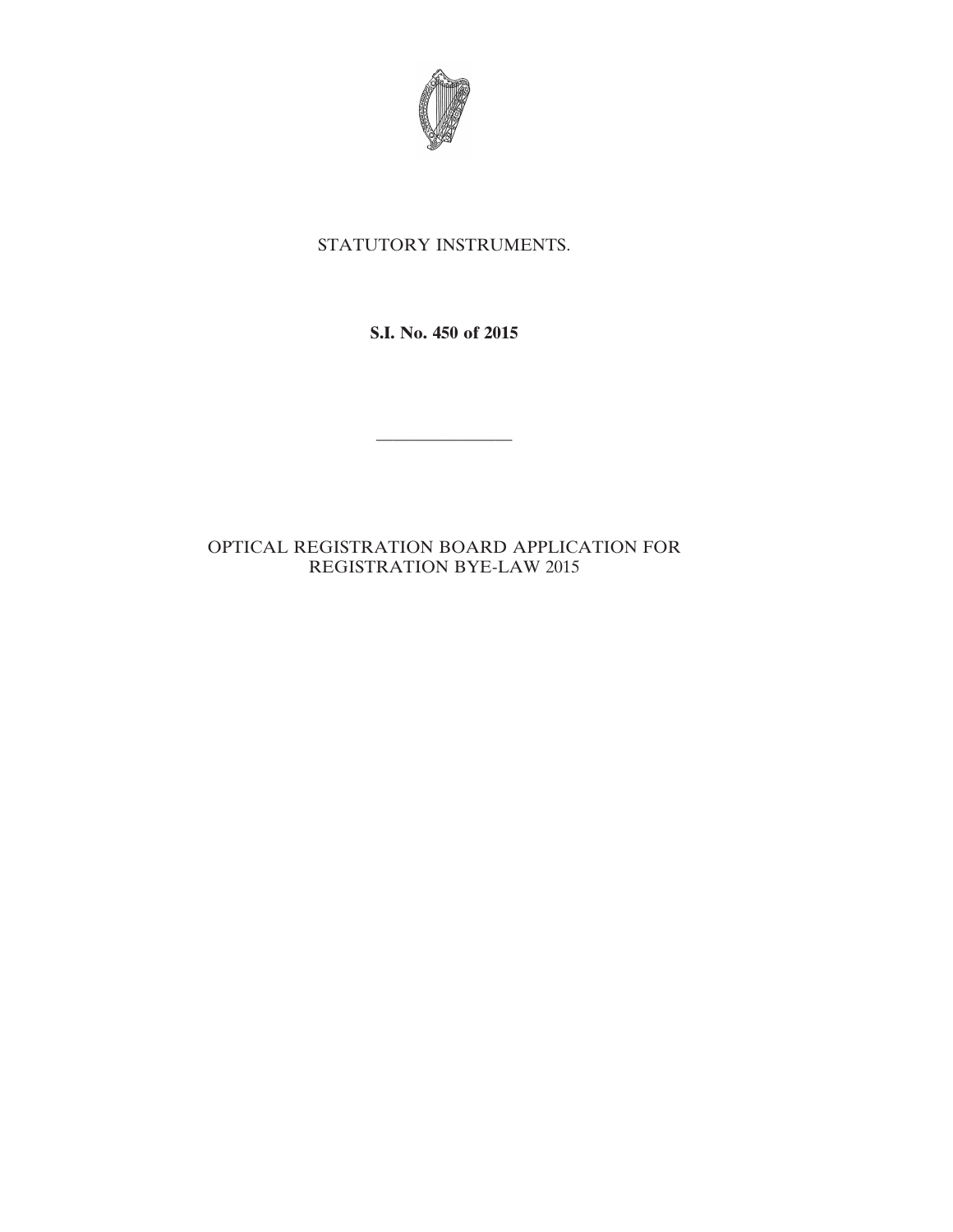STATUTORY INSTRUMENTS.

**S.I. No. 450 of 2015**

---

OPTICAL REGISTRATION BOARD APPLICATION FOR REGISTRATION BYE-LAW 2015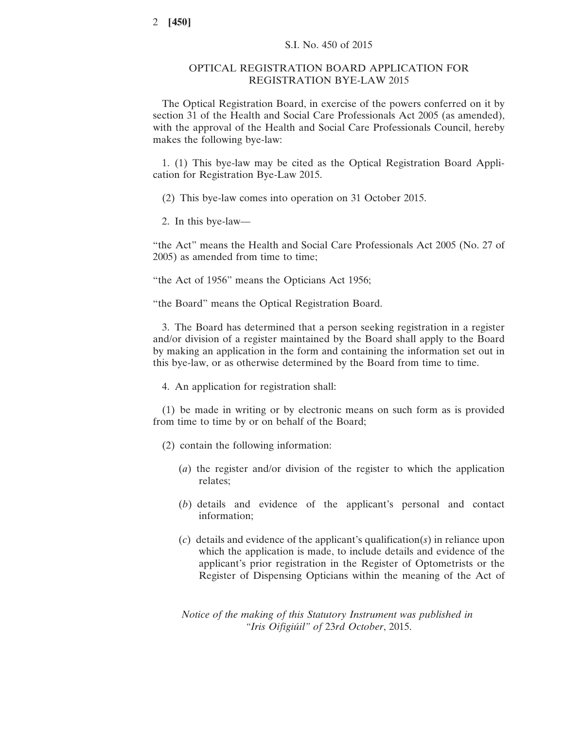S.I. No. 450 of 2015

# OPTICAL REGISTRATION BOARD APPLICATION FOR REGISTRATION BYE-LAW 2015

The Optical Registration Board, in exercise of the powers conferred on it by section 31 of the Health and Social Care Professionals Act 2005 (as amended), with the approval of the Health and Social Care Professionals Council, hereby makes the following bye-law:

1. (1) This bye-law may be cited as the Optical Registration Board Application for Registration Bye-Law 2015.

(2) This bye-law comes into operation on 31 October 2015.

2. In this bye-law—

"the Act" means the Health and Social Care Professionals Act 2005 (No. 27 of 2005) as amended from time to time;

"the Act of 1956" means the Opticians Act 1956;

"the Board" means the Optical Registration Board.

3. The Board has determined that a person seeking registration in a register and/or division of a register maintained by the Board shall apply to the Board by making an application in the form and containing the information set out in this bye-law, or as otherwise determined by the Board from time to time.

4. An application for registration shall:

(1) be made in writing or by electronic means on such form as is provided from time to time by or on behalf of the Board;

(2) contain the following information:

(*a*) the register and/or division of the register to which the application relates;

(*b*) details and evidence of the applicant's personal and contact information;

(*c*) details and evidence of the applicant's qualification(*s*) in reliance upon which the application is made, to include details and evidence of the applicant's prior registration in the Register of Optometrists or the Register of Dispensing Opticians within the meaning of the Act of

*Notice of the making of this Statutory Instrument was published in "Iris Oifigiúil" of* 23*rd October*, 2015.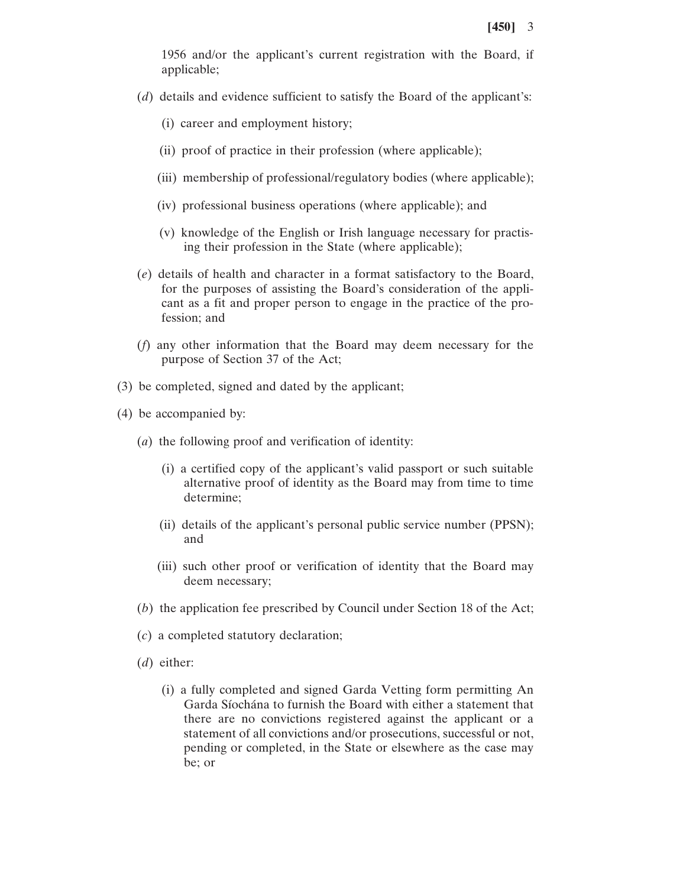1956 and/or the applicant's current registration with the Board, if applicable;

(*d*) details and evidence sufficient to satisfy the Board of the applicant's:

(i) career and employment history;

(ii) proof of practice in their profession (where applicable);

(iii) membership of professional/regulatory bodies (where applicable);

(iv) professional business operations (where applicable); and

(v) knowledge of the English or Irish language necessary for practising their profession in the State (where applicable);

(*e*) details of health and character in a format satisfactory to the Board, for the purposes of assisting the Board's consideration of the applicant as a fit and proper person to engage in the practice of the profession; and

(*f*) any other information that the Board may deem necessary for the purpose of Section 37 of the Act;

(3) be completed, signed and dated by the applicant;

(4) be accompanied by:

(*a*) the following proof and verification of identity:

(i) a certified copy of the applicant's valid passport or such suitable alternative proof of identity as the Board may from time to time determine;

(ii) details of the applicant's personal public service number (PPSN); and

(iii) such other proof or verification of identity that the Board may deem necessary;

(*b*) the application fee prescribed by Council under Section 18 of the Act;

(*c*) a completed statutory declaration;

(*d*) either:

(i) a fully completed and signed Garda Vetting form permitting An Garda Síochána to furnish the Board with either a statement that there are no convictions registered against the applicant or a statement of all convictions and/or prosecutions, successful or not, pending or completed, in the State or elsewhere as the case may be; or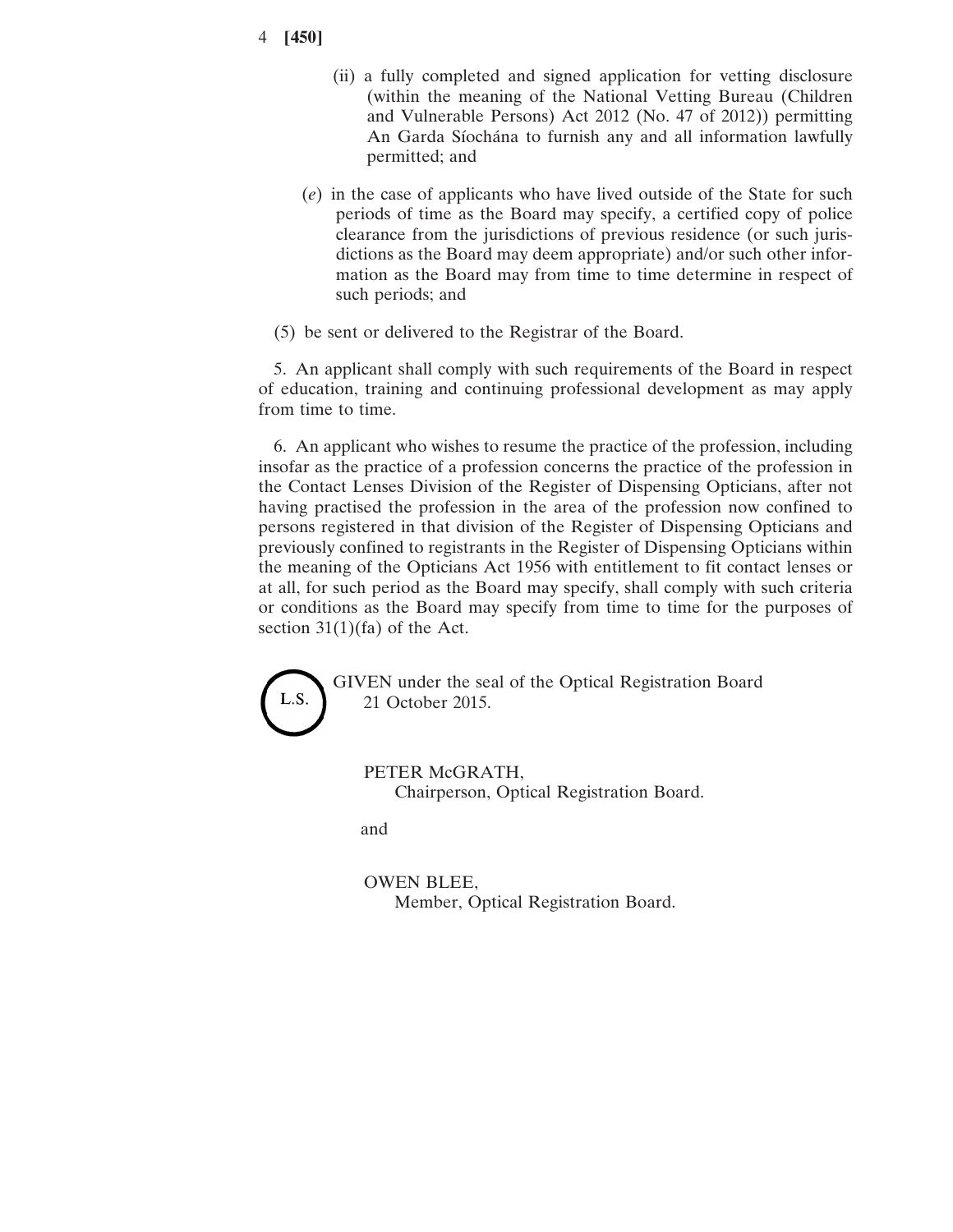(ii) a fully completed and signed application for vetting disclosure (within the meaning of the National Vetting Bureau (Children and Vulnerable Persons) Act 2012 (No. 47 of 2012)) permitting An Garda Síochána to furnish any and all information lawfully permitted; and

(*e*) in the case of applicants who have lived outside of the State for such periods of time as the Board may specify, a certified copy of police clearance from the jurisdictions of previous residence (or such jurisdictions as the Board may deem appropriate) and/or such other information as the Board may from time to time determine in respect of such periods; and

(5) be sent or delivered to the Registrar of the Board.

5. An applicant shall comply with such requirements of the Board in respect of education, training and continuing professional development as may apply from time to time.

6. An applicant who wishes to resume the practice of the profession, including insofar as the practice of a profession concerns the practice of the profession in the Contact Lenses Division of the Register of Dispensing Opticians, after not having practised the profession in the area of the profession now confined to persons registered in that division of the Register of Dispensing Opticians and previously confined to registrants in the Register of Dispensing Opticians within the meaning of the Opticians Act 1956 with entitlement to fit contact lenses or at all, for such period as the Board may specify, shall comply with such criteria or conditions as the Board may specify from time to time for the purposes of section 31(1)(fa) of the Act.

L.S.

GIVEN under the seal of the Optical Registration Board
21 October 2015.

PETER McGRATH,
Chairperson, Optical Registration Board.

and

OWEN BLEE,
Member, Optical Registration Board.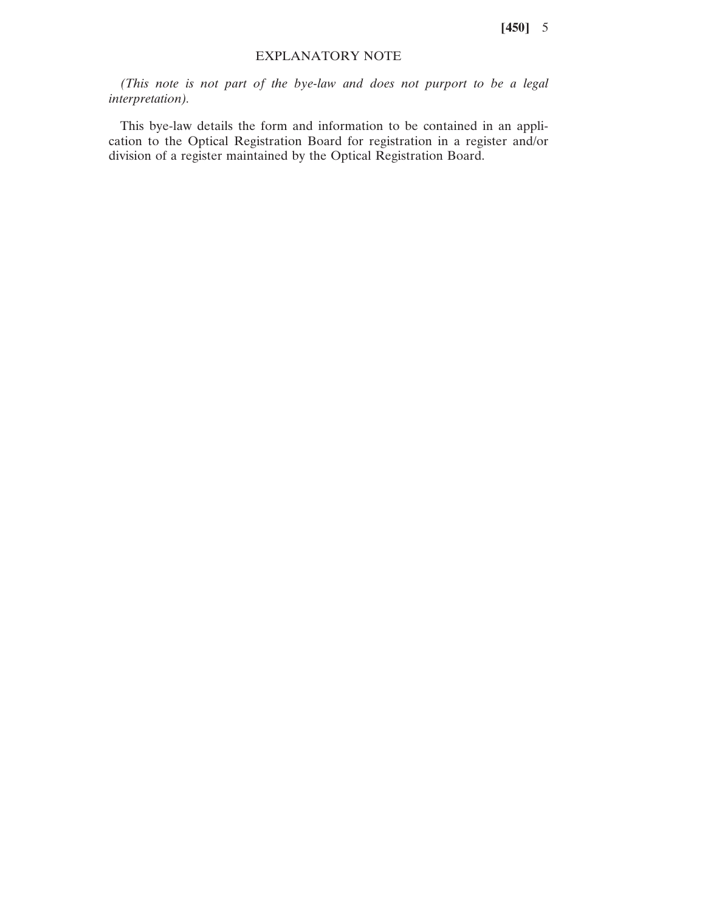## EXPLANATORY NOTE

*(This note is not part of the bye-law and does not purport to be a legal interpretation).*

This bye-law details the form and information to be contained in an application to the Optical Registration Board for registration in a register and/or division of a register maintained by the Optical Registration Board.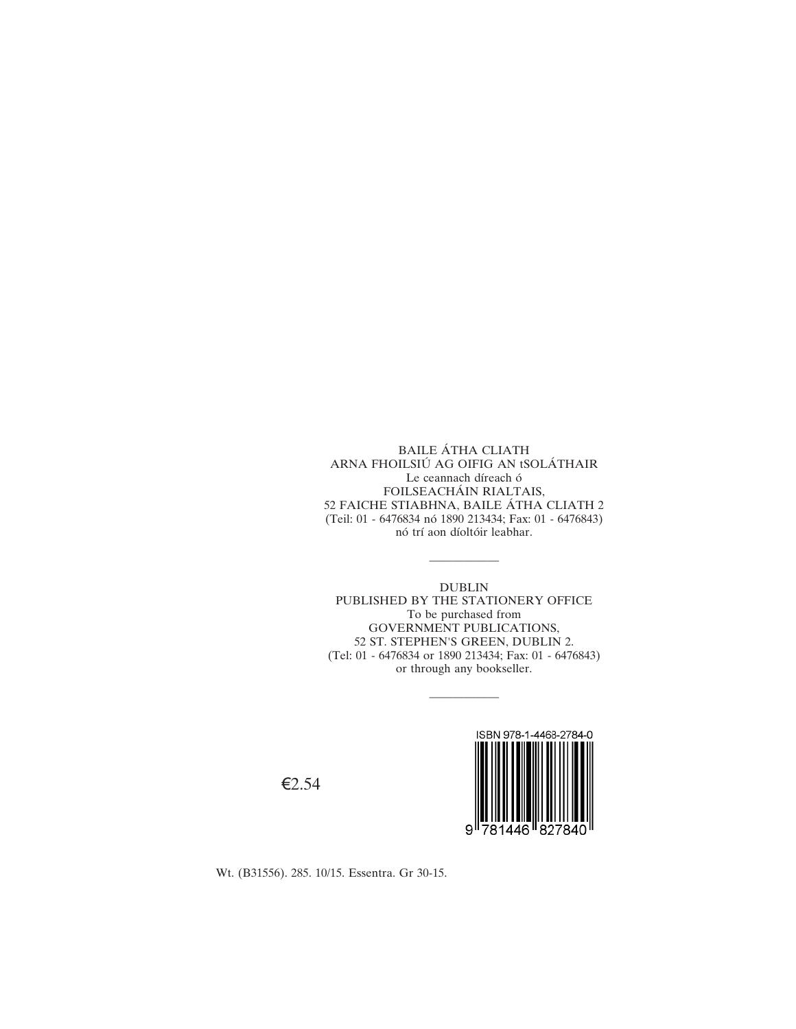BAILE ÁTHA CLIATH
ARNA FHOILSIÚ AG OIFIG AN tSOLÁTHAIR
Le ceannach díreach ó
FOILSEACHÁIN RIALTAIS,
52 FAICHE STIABHNA, BAILE ÁTHA CLIATH 2
(Teil: 01 - 6476834 nó 1890 213434; Fax: 01 - 6476843)
nó trí aon díoltóir leabhar.

---

DUBLIN
PUBLISHED BY THE STATIONERY OFFICE
To be purchased from
GOVERNMENT PUBLICATIONS,
52 ST. STEPHEN'S GREEN, DUBLIN 2.
(Tel: 01 - 6476834 or 1890 213434; Fax: 01 - 6476843)
or through any bookseller.

---

ISBN 978-1-4468-2784-0

9 781446 827840

€2.54

Wt. (B31556). 285. 10/15. Essentra. Gr 30-15.